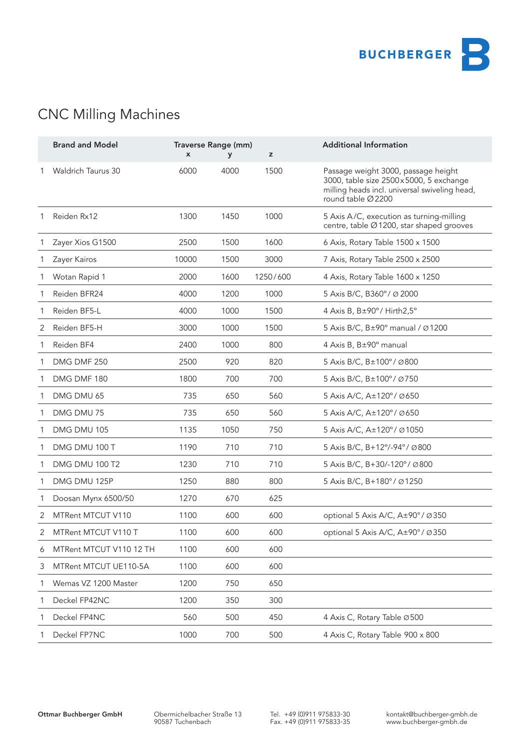# CNC Milling Machines

| | Brand and Model | Traverse Range (mm) | | | Additional Information |
|---|---|---|---|---|---|
| | | x | y | z | |
| 1 | Waldrich Taurus 30 | 6000 | 4000 | 1500 | Passage weight 3000, passage height 3000, table size 2500x5000, 5 exchange milling heads incl. universal swiveling head, round table Ø2200 |
| 1 | Reiden Rx12 | 1300 | 1450 | 1000 | 5 Axis A/C, execution as turning-milling centre, table Ø1200, star shaped grooves |
| 1 | Zayer Xios G1500 | 2500 | 1500 | 1600 | 6 Axis, Rotary Table 1500 x 1500 |
| 1 | Zayer Kairos | 10000 | 1500 | 3000 | 7 Axis, Rotary Table 2500 x 2500 |
| 1 | Wotan Rapid 1 | 2000 | 1600 | 1250/600 | 4 Axis, Rotary Table 1600 x 1250 |
| 1 | Reiden BFR24 | 4000 | 1200 | 1000 | 5 Axis B/C, B360°/ Ø 2000 |
| 1 | Reiden BF5-L | 4000 | 1000 | 1500 | 4 Axis B, B±90°/ Hirth2,5° |
| 2 | Reiden BF5-H | 3000 | 1000 | 1500 | 5 Axis B/C, B±90° manual / Ø1200 |
| 1 | Reiden BF4 | 2400 | 1000 | 800 | 4 Axis B, B±90° manual |
| 1 | DMG DMF 250 | 2500 | 920 | 820 | 5 Axis B/C, B±100°/ Ø800 |
| 1 | DMG DMF 180 | 1800 | 700 | 700 | 5 Axis B/C, B±100°/ Ø750 |
| 1 | DMG DMU 65 | 735 | 650 | 560 | 5 Axis A/C, A±120°/ Ø650 |
| 1 | DMG DMU 75 | 735 | 650 | 560 | 5 Axis A/C, A±120°/ Ø650 |
| 1 | DMG DMU 105 | 1135 | 1050 | 750 | 5 Axis A/C, A±120°/ Ø1050 |
| 1 | DMG DMU 100 T | 1190 | 710 | 710 | 5 Axis B/C, B+12°/-94°/ Ø800 |
| 1 | DMG DMU 100 T2 | 1230 | 710 | 710 | 5 Axis B/C, B+30/-120°/ Ø800 |
| 1 | DMG DMU 125P | 1250 | 880 | 800 | 5 Axis B/C, B+180°/ Ø1250 |
| 1 | Doosan Mynx 6500/50 | 1270 | 670 | 625 | |
| 2 | MTRent MTCUT V110 | 1100 | 600 | 600 | optional 5 Axis A/C, A±90°/ Ø350 |
| 2 | MTRent MTCUT V110 T | 1100 | 600 | 600 | optional 5 Axis A/C, A±90°/ Ø350 |
| 6 | MTRent MTCUT V110 12 TH | 1100 | 600 | 600 | |
| 3 | MTRent MTCUT UE110-5A | 1100 | 600 | 600 | |
| 1 | Wemas VZ 1200 Master | 1200 | 750 | 650 | |
| 1 | Deckel FP42NC | 1200 | 350 | 300 | |
| 1 | Deckel FP4NC | 560 | 500 | 450 | 4 Axis C, Rotary Table Ø500 |
| 1 | Deckel FP7NC | 1000 | 700 | 500 | 4 Axis C, Rotary Table 900 x 800 |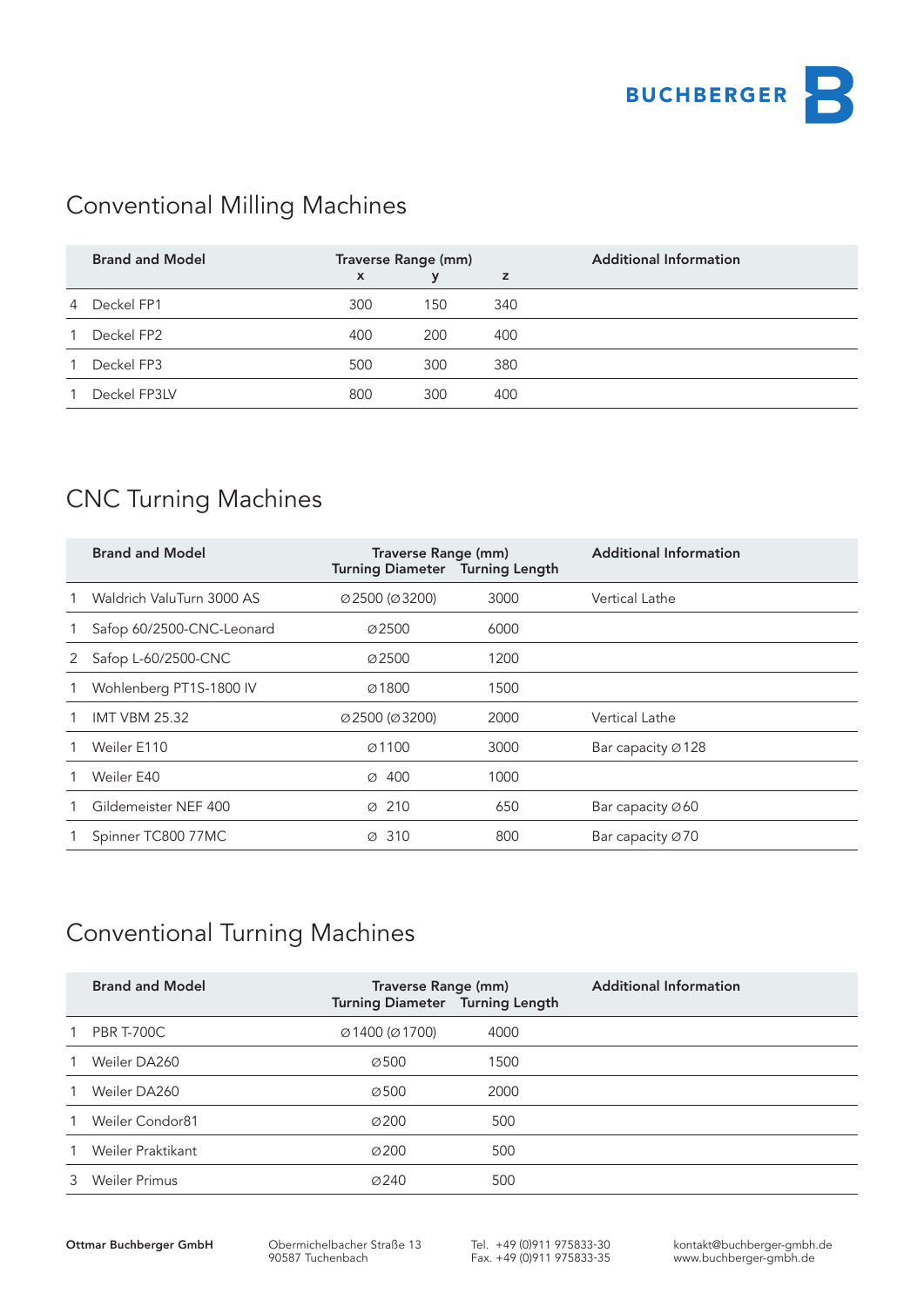## Conventional Milling Machines

| | Brand and Model | Traverse Range (mm) | | | Additional Information |
|---|---|---|---|---|---|
| | | x | y | z | |
| 4 | Deckel FP1 | 300 | 150 | 340 | |
| 1 | Deckel FP2 | 400 | 200 | 400 | |
| 1 | Deckel FP3 | 500 | 300 | 380 | |
| 1 | Deckel FP3LV | 800 | 300 | 400 | |

## CNC Turning Machines

| | Brand and Model | Traverse Range (mm) | | Additional Information |
|---|---|---|---|---|
| | | Turning Diameter | Turning Length | |
| 1 | Waldrich ValuTurn 3000 AS | ⌀2500 (⌀3200) | 3000 | Vertical Lathe |
| 1 | Safop 60/2500-CNC-Leonard | ⌀2500 | 6000 | |
| 2 | Safop L-60/2500-CNC | ⌀2500 | 1200 | |
| 1 | Wohlenberg PT1S-1800 IV | ⌀1800 | 1500 | |
| 1 | IMT VBM 25.32 | ⌀2500 (⌀3200) | 2000 | Vertical Lathe |
| 1 | Weiler E110 | ⌀1100 | 3000 | Bar capacity ⌀128 |
| 1 | Weiler E40 | ⌀ 400 | 1000 | |
| 1 | Gildemeister NEF 400 | ⌀ 210 | 650 | Bar capacity ⌀60 |
| 1 | Spinner TC800 77MC | ⌀ 310 | 800 | Bar capacity ⌀70 |

## Conventional Turning Machines

| | Brand and Model | Traverse Range (mm) | | Additional Information |
|---|---|---|---|---|
| | | Turning Diameter | Turning Length | |
| 1 | PBR T-700C | ⌀1400 (⌀1700) | 4000 | |
| 1 | Weiler DA260 | ⌀500 | 1500 | |
| 1 | Weiler DA260 | ⌀500 | 2000 | |
| 1 | Weiler Condor81 | ⌀200 | 500 | |
| 1 | Weiler Praktikant | ⌀200 | 500 | |
| 3 | Weiler Primus | ⌀240 | 500 | |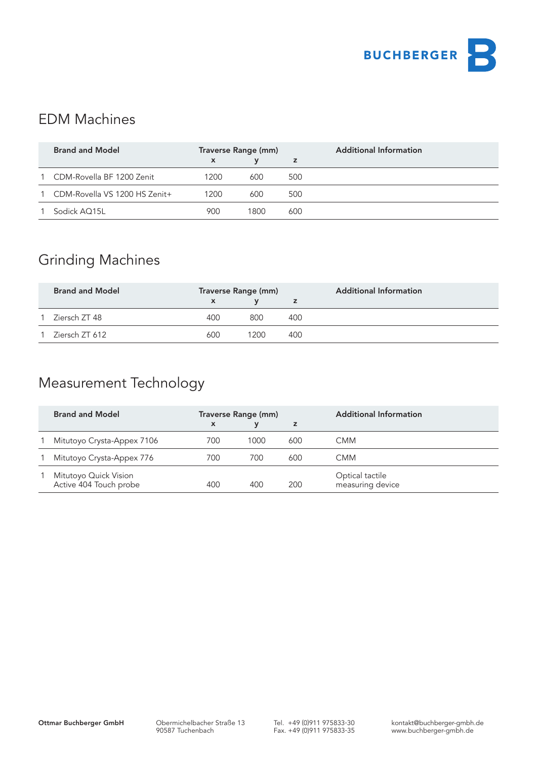## EDM Machines

| | Brand and Model | Traverse Range (mm) | | | Additional Information |
|---|---|---|---|---|---|
| | | x | y | z | |
| 1 | CDM-Rovella BF 1200 Zenit | 1200 | 600 | 500 | |
| 1 | CDM-Rovella VS 1200 HS Zenit+ | 1200 | 600 | 500 | |
| 1 | Sodick AQ15L | 900 | 1800 | 600 | |

## Grinding Machines

| | Brand and Model | Traverse Range (mm) | | | Additional Information |
|---|---|---|---|---|---|
| | | x | y | z | |
| 1 | Ziersch ZT 48 | 400 | 800 | 400 | |
| 1 | Ziersch ZT 612 | 600 | 1200 | 400 | |

## Measurement Technology

| | Brand and Model | Traverse Range (mm) | | | Additional Information |
|---|---|---|---|---|---|
| | | x | y | z | |
| 1 | Mitutoyo Crysta-Appex 7106 | 700 | 1000 | 600 | CMM |
| 1 | Mitutoyo Crysta-Appex 776 | 700 | 700 | 600 | CMM |
| 1 | Mitutoyo Quick Vision Active 404 Touch probe | 400 | 400 | 200 | Optical tactile measuring device |

**Ottmar Buchberger GmbH**

Obermichelbacher Straße 13
90587 Tuchenbach

Tel. +49 (0)911 975833-30
Fax. +49 (0)911 975833-35

kontakt@buchberger-gmbh.de
www.buchberger-gmbh.de